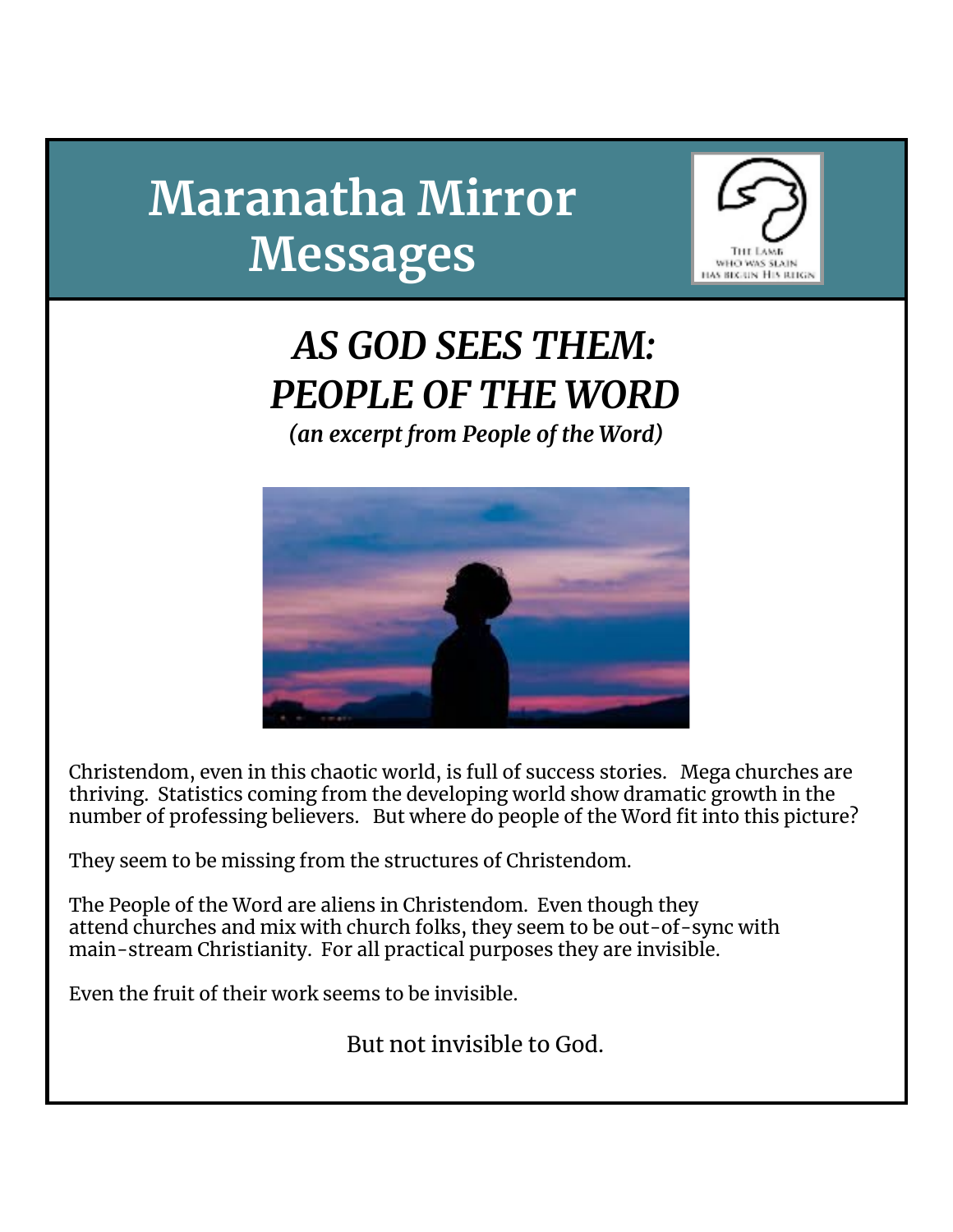# Maranatha Mirror Messages

THE LAMB WHO WAS SLAIN HAS BEGUN HIS REIGN

## *AS GOD SEES THEM: PEOPLE OF THE WORD*

***(an excerpt from People of the Word)***

Christendom, even in this chaotic world, is full of success stories. Mega churches are thriving. Statistics coming from the developing world show dramatic growth in the number of professing believers. But where do people of the Word fit into this picture?

They seem to be missing from the structures of Christendom.

The People of the Word are aliens in Christendom. Even though they attend churches and mix with church folks, they seem to be out-of-sync with main-stream Christianity. For all practical purposes they are invisible.

Even the fruit of their work seems to be invisible.

But not invisible to God.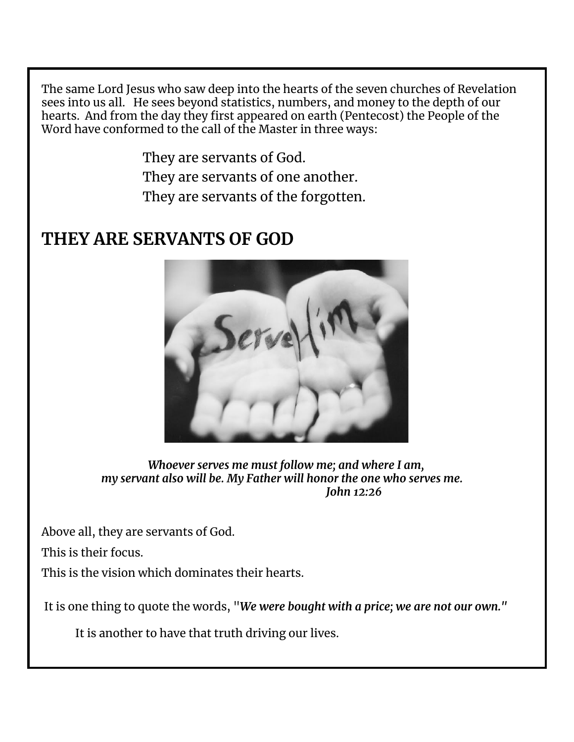The same Lord Jesus who saw deep into the hearts of the seven churches of Revelation sees into us all.   He sees beyond statistics, numbers, and money to the depth of our hearts.  And from the day they first appeared on earth (Pentecost) the People of the Word have conformed to the call of the Master in three ways:

They are servants of God.
They are servants of one another.
They are servants of the forgotten.

## THEY ARE SERVANTS OF GOD

***Whoever serves me must follow me; and where I am,***
***my servant also will be. My Father will honor the one who serves me.***
***John 12:26***

Above all, they are servants of God.

This is their focus.

This is the vision which dominates their hearts.

It is one thing to quote the words, "***We were bought with a price; we are not our own."***

It is another to have that truth driving our lives.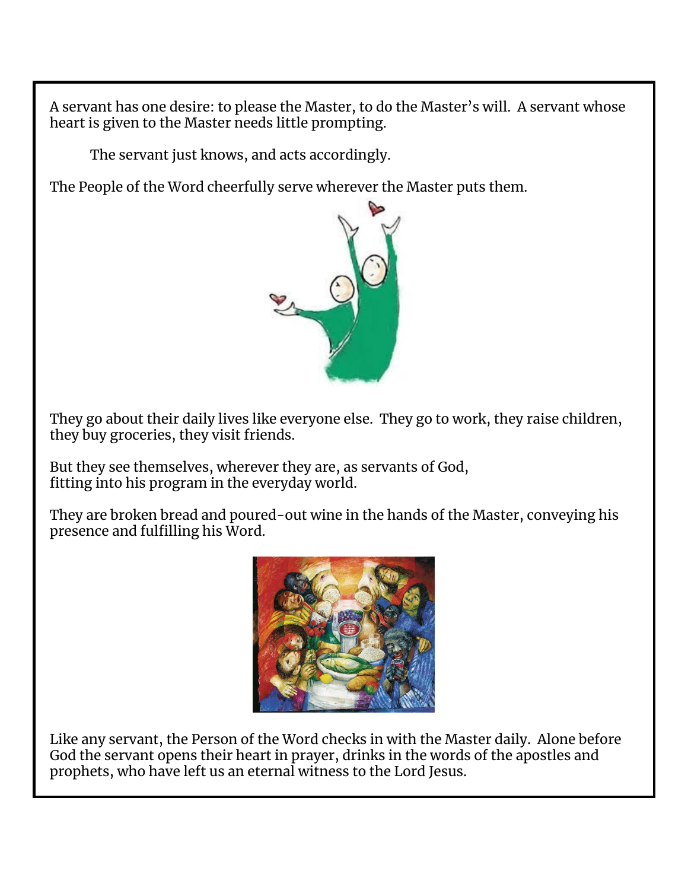A servant has one desire: to please the Master, to do the Master's will. A servant whose heart is given to the Master needs little prompting.

The servant just knows, and acts accordingly.

The People of the Word cheerfully serve wherever the Master puts them.

They go about their daily lives like everyone else. They go to work, they raise children, they buy groceries, they visit friends.

But they see themselves, wherever they are, as servants of God,
fitting into his program in the everyday world.

They are broken bread and poured-out wine in the hands of the Master, conveying his presence and fulfilling his Word.

Like any servant, the Person of the Word checks in with the Master daily. Alone before God the servant opens their heart in prayer, drinks in the words of the apostles and prophets, who have left us an eternal witness to the Lord Jesus.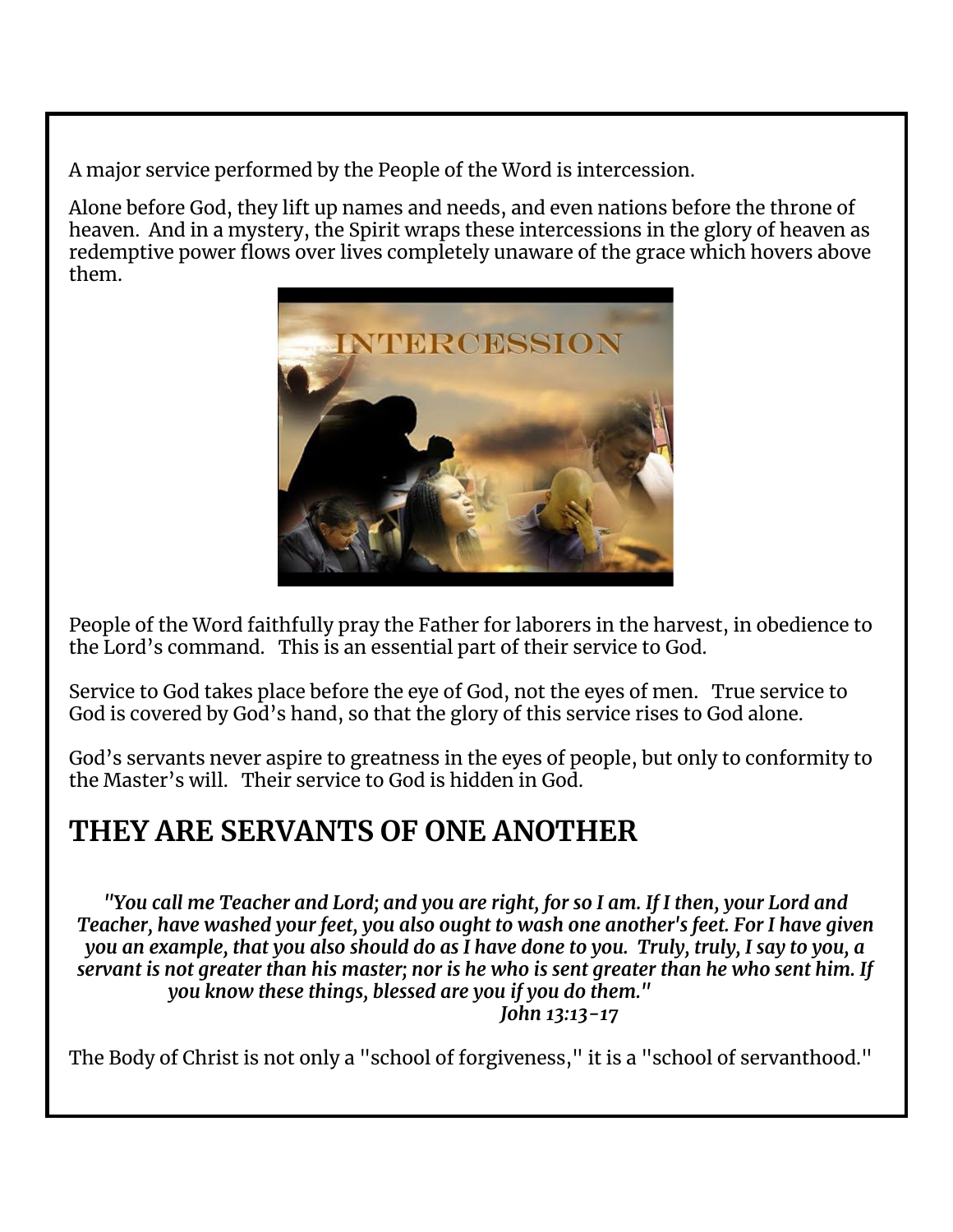A major service performed by the People of the Word is intercession.

Alone before God, they lift up names and needs, and even nations before the throne of heaven. And in a mystery, the Spirit wraps these intercessions in the glory of heaven as redemptive power flows over lives completely unaware of the grace which hovers above them.

People of the Word faithfully pray the Father for laborers in the harvest, in obedience to the Lord's command. This is an essential part of their service to God.

Service to God takes place before the eye of God, not the eyes of men. True service to God is covered by God's hand, so that the glory of this service rises to God alone.

God's servants never aspire to greatness in the eyes of people, but only to conformity to the Master's will. Their service to God is hidden in God.

## THEY ARE SERVANTS OF ONE ANOTHER

***"You call me Teacher and Lord; and you are right, for so I am. If I then, your Lord and Teacher, have washed your feet, you also ought to wash one another's feet. For I have given you an example, that you also should do as I have done to you. Truly, truly, I say to you, a servant is not greater than his master; nor is he who is sent greater than he who sent him. If you know these things, blessed are you if you do them."***
***John 13:13-17***

The Body of Christ is not only a "school of forgiveness," it is a "school of servanthood."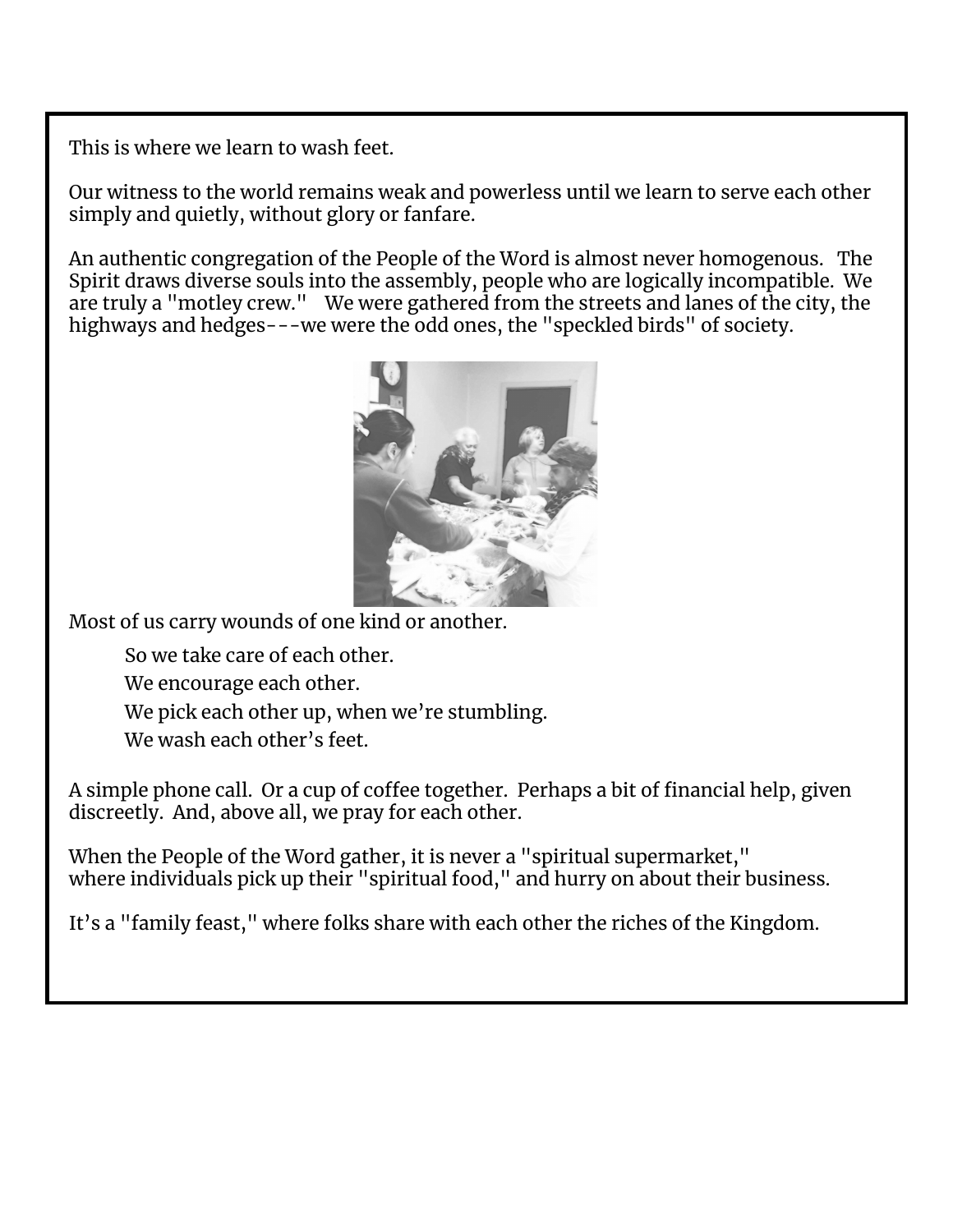This is where we learn to wash feet.

Our witness to the world remains weak and powerless until we learn to serve each other simply and quietly, without glory or fanfare.

An authentic congregation of the People of the Word is almost never homogenous. The Spirit draws diverse souls into the assembly, people who are logically incompatible. We are truly a "motley crew." We were gathered from the streets and lanes of the city, the highways and hedges---we were the odd ones, the "speckled birds" of society.

Most of us carry wounds of one kind or another.

> So we take care of each other.
>
> We encourage each other.
>
> We pick each other up, when we're stumbling.
>
> We wash each other's feet.

A simple phone call. Or a cup of coffee together. Perhaps a bit of financial help, given discreetly. And, above all, we pray for each other.

When the People of the Word gather, it is never a "spiritual supermarket," where individuals pick up their "spiritual food," and hurry on about their business.

It's a "family feast," where folks share with each other the riches of the Kingdom.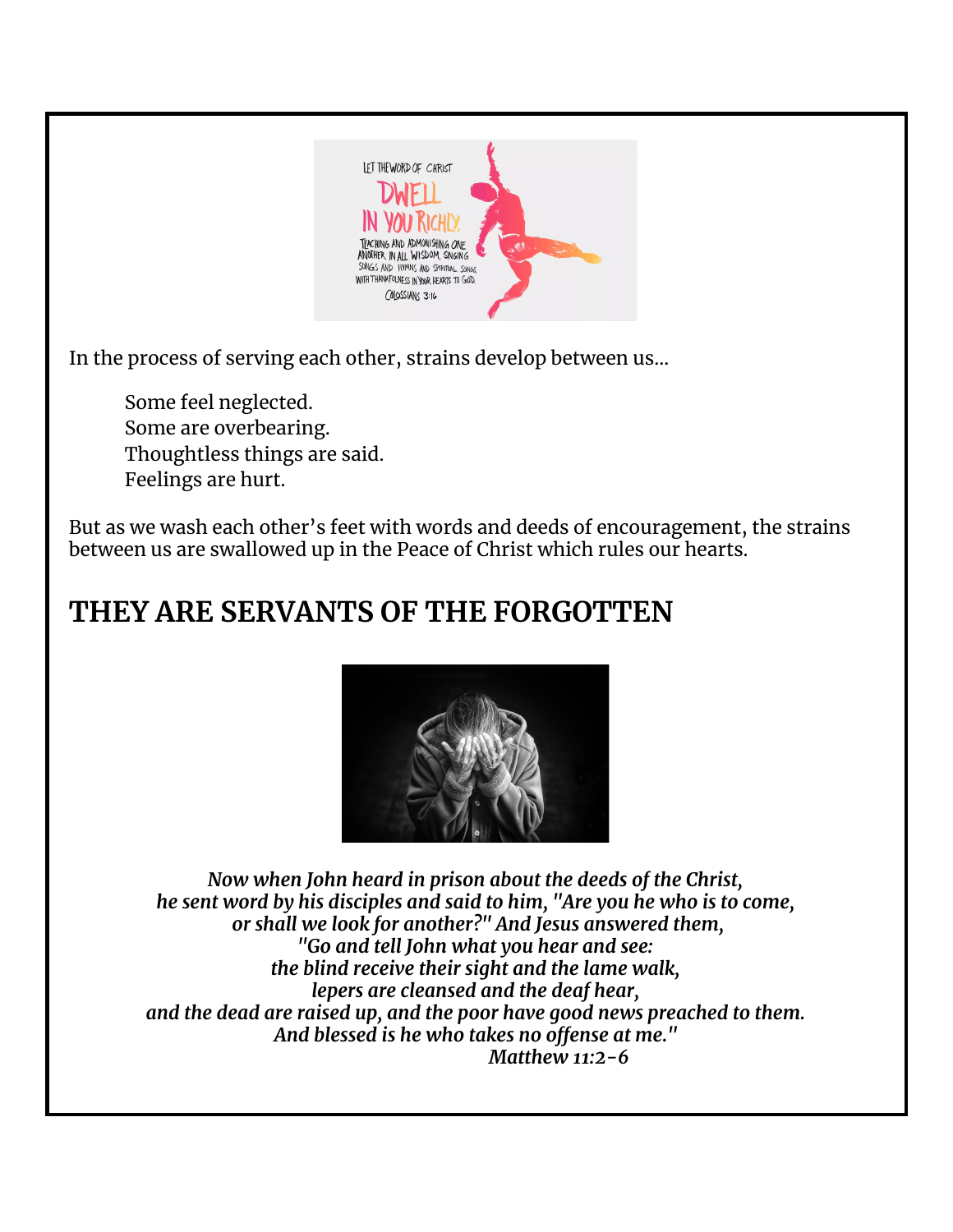In the process of serving each other, strains develop between us...

Some feel neglected.
Some are overbearing.
Thoughtless things are said.
Feelings are hurt.

But as we wash each other's feet with words and deeds of encouragement, the strains between us are swallowed up in the Peace of Christ which rules our hearts.

## THEY ARE SERVANTS OF THE FORGOTTEN

*Now when John heard in prison about the deeds of the Christ,*
*he sent word by his disciples and said to him, "Are you he who is to come,*
*or shall we look for another?" And Jesus answered them,*
*"Go and tell John what you hear and see:*
*the blind receive their sight and the lame walk,*
*lepers are cleansed and the deaf hear,*
*and the dead are raised up, and the poor have good news preached to them.*
*And blessed is he who takes no offense at me."*
*Matthew 11:2-6*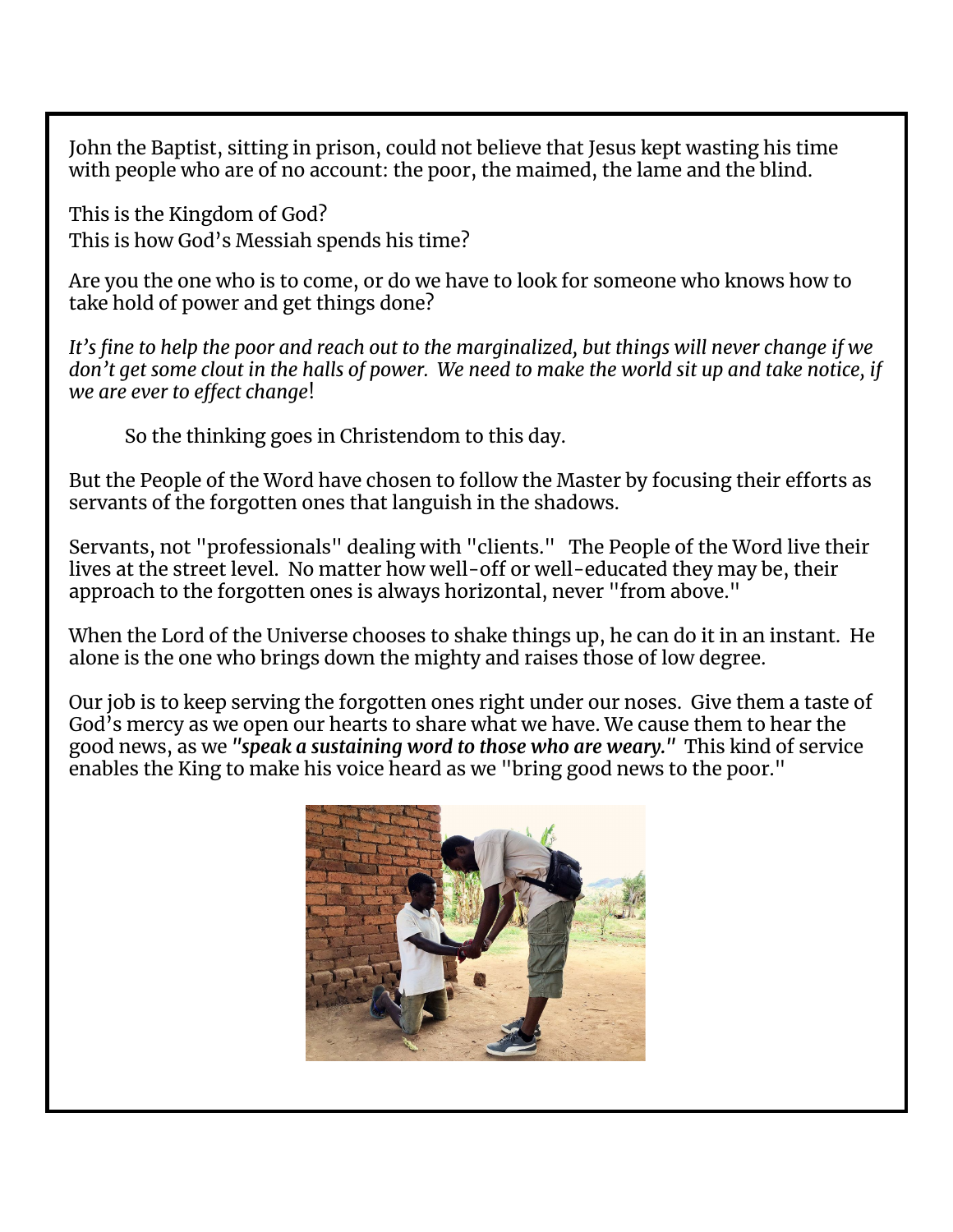John the Baptist, sitting in prison, could not believe that Jesus kept wasting his time with people who are of no account: the poor, the maimed, the lame and the blind.

This is the Kingdom of God?
This is how God's Messiah spends his time?

Are you the one who is to come, or do we have to look for someone who knows how to take hold of power and get things done?

*It's fine to help the poor and reach out to the marginalized, but things will never change if we don't get some clout in the halls of power. We need to make the world sit up and take notice, if we are ever to effect change*!

So the thinking goes in Christendom to this day.

But the People of the Word have chosen to follow the Master by focusing their efforts as servants of the forgotten ones that languish in the shadows.

Servants, not "professionals" dealing with "clients." The People of the Word live their lives at the street level. No matter how well-off or well-educated they may be, their approach to the forgotten ones is always horizontal, never "from above."

When the Lord of the Universe chooses to shake things up, he can do it in an instant. He alone is the one who brings down the mighty and raises those of low degree.

Our job is to keep serving the forgotten ones right under our noses. Give them a taste of God's mercy as we open our hearts to share what we have. We cause them to hear the good news, as we ***"speak a sustaining word to those who are weary."*** This kind of service enables the King to make his voice heard as we "bring good news to the poor."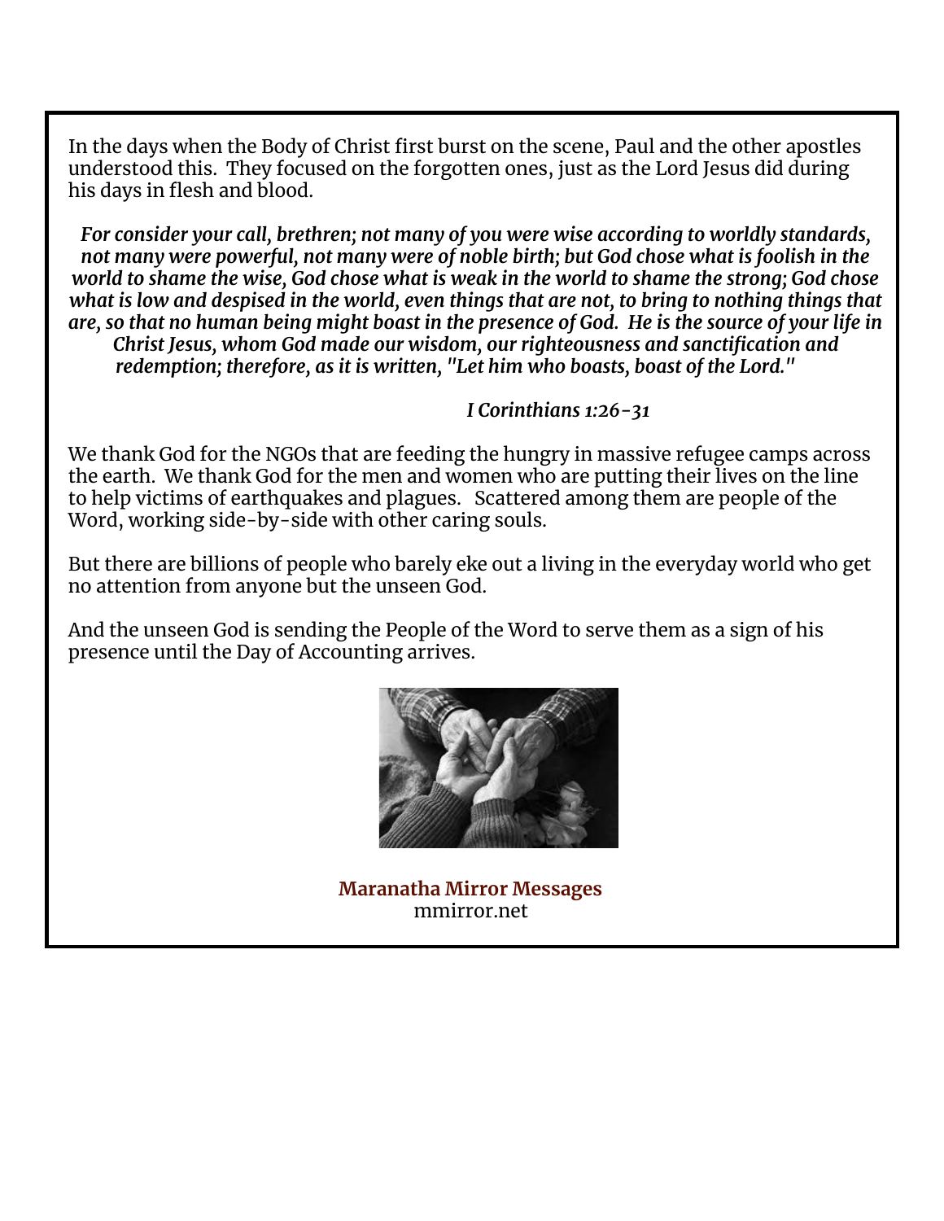In the days when the Body of Christ first burst on the scene, Paul and the other apostles understood this. They focused on the forgotten ones, just as the Lord Jesus did during his days in flesh and blood.

***For consider your call, brethren; not many of you were wise according to worldly standards, not many were powerful, not many were of noble birth; but God chose what is foolish in the world to shame the wise, God chose what is weak in the world to shame the strong; God chose what is low and despised in the world, even things that are not, to bring to nothing things that are, so that no human being might boast in the presence of God. He is the source of your life in Christ Jesus, whom God made our wisdom, our righteousness and sanctification and redemption; therefore, as it is written, "Let him who boasts, boast of the Lord."***

***I Corinthians 1:26-31***

We thank God for the NGOs that are feeding the hungry in massive refugee camps across the earth. We thank God for the men and women who are putting their lives on the line to help victims of earthquakes and plagues. Scattered among them are people of the Word, working side-by-side with other caring souls.

But there are billions of people who barely eke out a living in the everyday world who get no attention from anyone but the unseen God.

And the unseen God is sending the People of the Word to serve them as a sign of his presence until the Day of Accounting arrives.

**Maranatha Mirror Messages**
mmirror.net